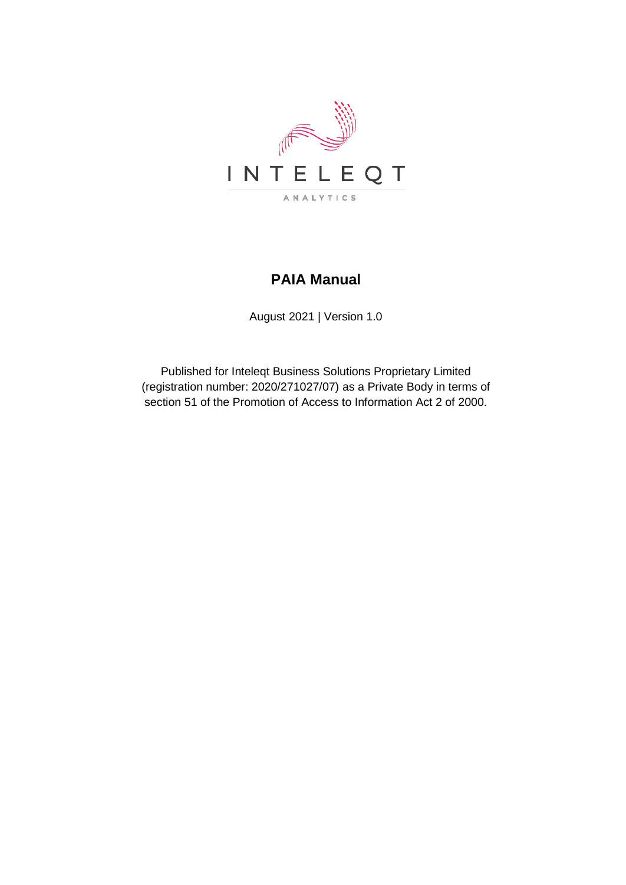INTELEQT

ANALYTICS

# PAIA Manual

August 2021 | Version 1.0

Published for Inteleqt Business Solutions Proprietary Limited (registration number: 2020/271027/07) as a Private Body in terms of section 51 of the Promotion of Access to Information Act 2 of 2000.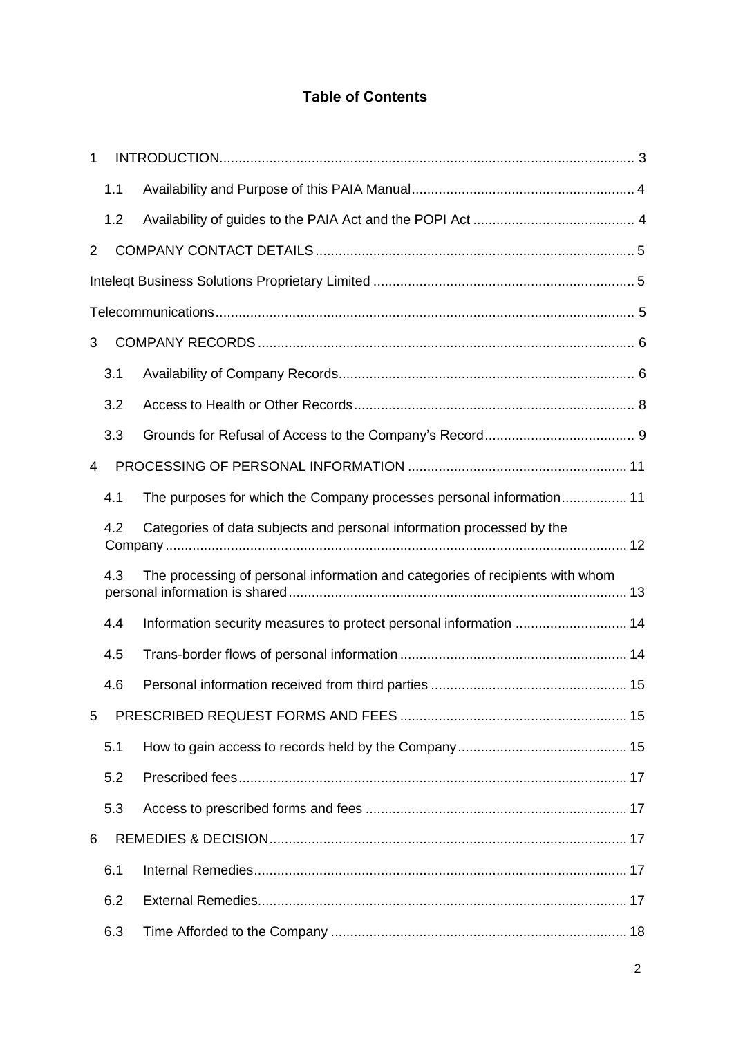## Table of Contents

1 INTRODUCTION ... 3

  1.1 Availability and Purpose of this PAIA Manual ... 4

  1.2 Availability of guides to the PAIA Act and the POPI Act ... 4

2 COMPANY CONTACT DETAILS ... 5

Inteleqt Business Solutions Proprietary Limited ... 5

Telecommunications ... 5

3 COMPANY RECORDS ... 6

  3.1 Availability of Company Records ... 6

  3.2 Access to Health or Other Records ... 8

  3.3 Grounds for Refusal of Access to the Company's Record ... 9

4 PROCESSING OF PERSONAL INFORMATION ... 11

  4.1 The purposes for which the Company processes personal information ... 11

  4.2 Categories of data subjects and personal information processed by the Company ... 12

  4.3 The processing of personal information and categories of recipients with whom personal information is shared ... 13

  4.4 Information security measures to protect personal information ... 14

  4.5 Trans-border flows of personal information ... 14

  4.6 Personal information received from third parties ... 15

5 PRESCRIBED REQUEST FORMS AND FEES ... 15

  5.1 How to gain access to records held by the Company ... 15

  5.2 Prescribed fees ... 17

  5.3 Access to prescribed forms and fees ... 17

6 REMEDIES & DECISION ... 17

  6.1 Internal Remedies ... 17

  6.2 External Remedies ... 17

  6.3 Time Afforded to the Company ... 18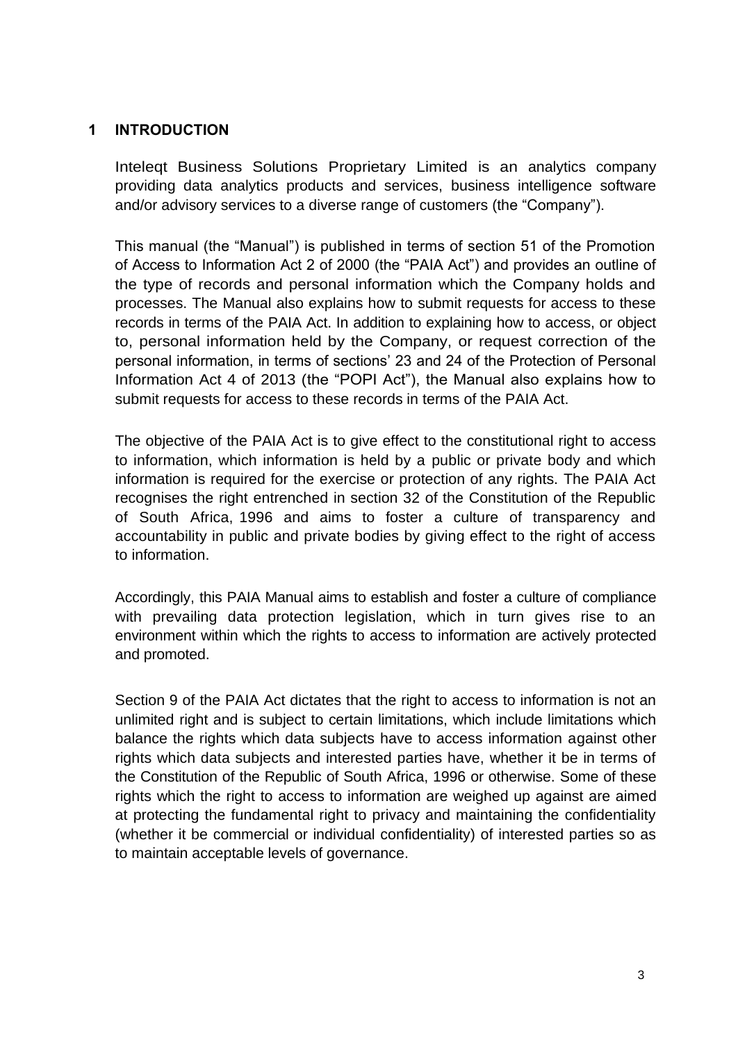# 1 INTRODUCTION

Inteleqt Business Solutions Proprietary Limited is an analytics company providing data analytics products and services, business intelligence software and/or advisory services to a diverse range of customers (the "Company").

This manual (the "Manual") is published in terms of section 51 of the Promotion of Access to Information Act 2 of 2000 (the "PAIA Act") and provides an outline of the type of records and personal information which the Company holds and processes. The Manual also explains how to submit requests for access to these records in terms of the PAIA Act. In addition to explaining how to access, or object to, personal information held by the Company, or request correction of the personal information, in terms of sections' 23 and 24 of the Protection of Personal Information Act 4 of 2013 (the "POPI Act"), the Manual also explains how to submit requests for access to these records in terms of the PAIA Act.

The objective of the PAIA Act is to give effect to the constitutional right to access to information, which information is held by a public or private body and which information is required for the exercise or protection of any rights. The PAIA Act recognises the right entrenched in section 32 of the Constitution of the Republic of South Africa, 1996 and aims to foster a culture of transparency and accountability in public and private bodies by giving effect to the right of access to information.

Accordingly, this PAIA Manual aims to establish and foster a culture of compliance with prevailing data protection legislation, which in turn gives rise to an environment within which the rights to access to information are actively protected and promoted.

Section 9 of the PAIA Act dictates that the right to access to information is not an unlimited right and is subject to certain limitations, which include limitations which balance the rights which data subjects have to access information against other rights which data subjects and interested parties have, whether it be in terms of the Constitution of the Republic of South Africa, 1996 or otherwise. Some of these rights which the right to access to information are weighed up against are aimed at protecting the fundamental right to privacy and maintaining the confidentiality (whether it be commercial or individual confidentiality) of interested parties so as to maintain acceptable levels of governance.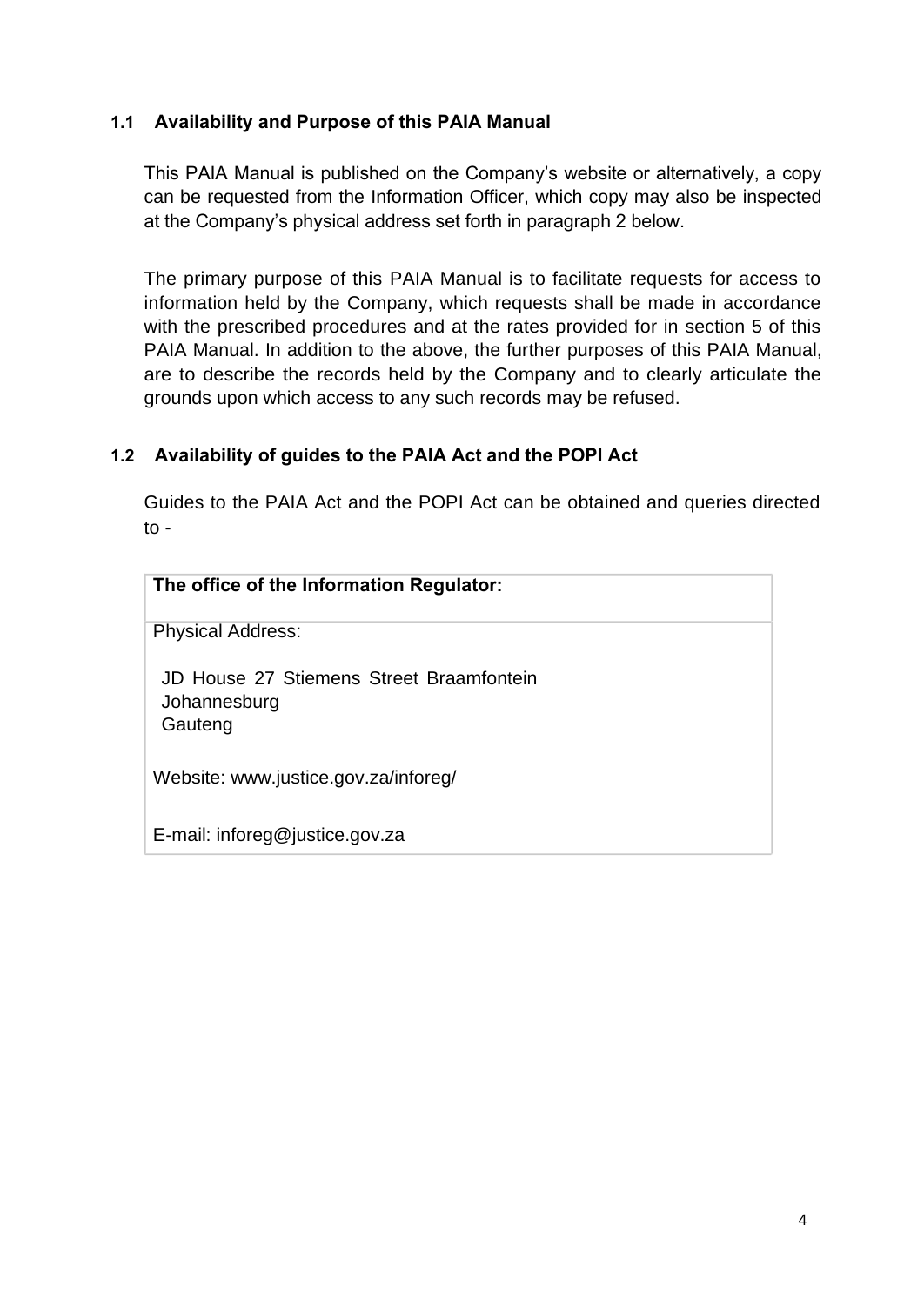### 1.1 Availability and Purpose of this PAIA Manual

This PAIA Manual is published on the Company's website or alternatively, a copy can be requested from the Information Officer, which copy may also be inspected at the Company's physical address set forth in paragraph 2 below.

The primary purpose of this PAIA Manual is to facilitate requests for access to information held by the Company, which requests shall be made in accordance with the prescribed procedures and at the rates provided for in section 5 of this PAIA Manual. In addition to the above, the further purposes of this PAIA Manual, are to describe the records held by the Company and to clearly articulate the grounds upon which access to any such records may be refused.

### 1.2 Availability of guides to the PAIA Act and the POPI Act

Guides to the PAIA Act and the POPI Act can be obtained and queries directed to -

| **The office of the Information Regulator:** |
| --- |
| Physical Address:<br><br>JD House 27 Stiemens Street Braamfontein<br>Johannesburg<br>Gauteng<br><br>Website: www.justice.gov.za/inforeg/<br><br>E-mail: inforeg@justice.gov.za |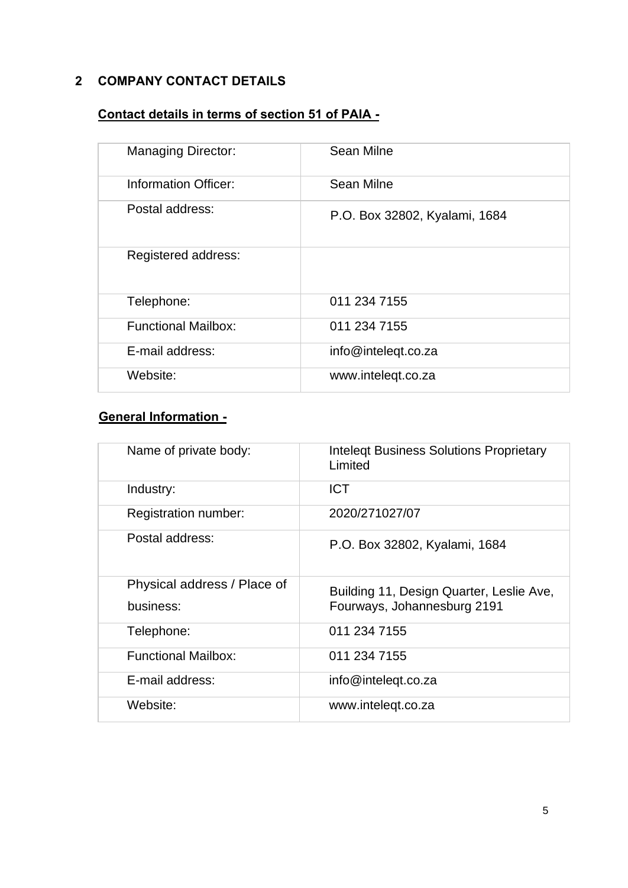## 2 COMPANY CONTACT DETAILS

**Contact details in terms of section 51 of PAIA -**

| | |
|---|---|
| Managing Director: | Sean Milne |
| Information Officer: | Sean Milne |
| Postal address: | P.O. Box 32802, Kyalami, 1684 |
| Registered address: | |
| Telephone: | 011 234 7155 |
| Functional Mailbox: | 011 234 7155 |
| E-mail address: | info@inteleqt.co.za |
| Website: | www.inteleqt.co.za |

**General Information -**

| | |
|---|---|
| Name of private body: | Inteleqt Business Solutions Proprietary Limited |
| Industry: | ICT |
| Registration number: | 2020/271027/07 |
| Postal address: | P.O. Box 32802, Kyalami, 1684 |
| Physical address / Place of business: | Building 11, Design Quarter, Leslie Ave, Fourways, Johannesburg 2191 |
| Telephone: | 011 234 7155 |
| Functional Mailbox: | 011 234 7155 |
| E-mail address: | info@inteleqt.co.za |
| Website: | www.inteleqt.co.za |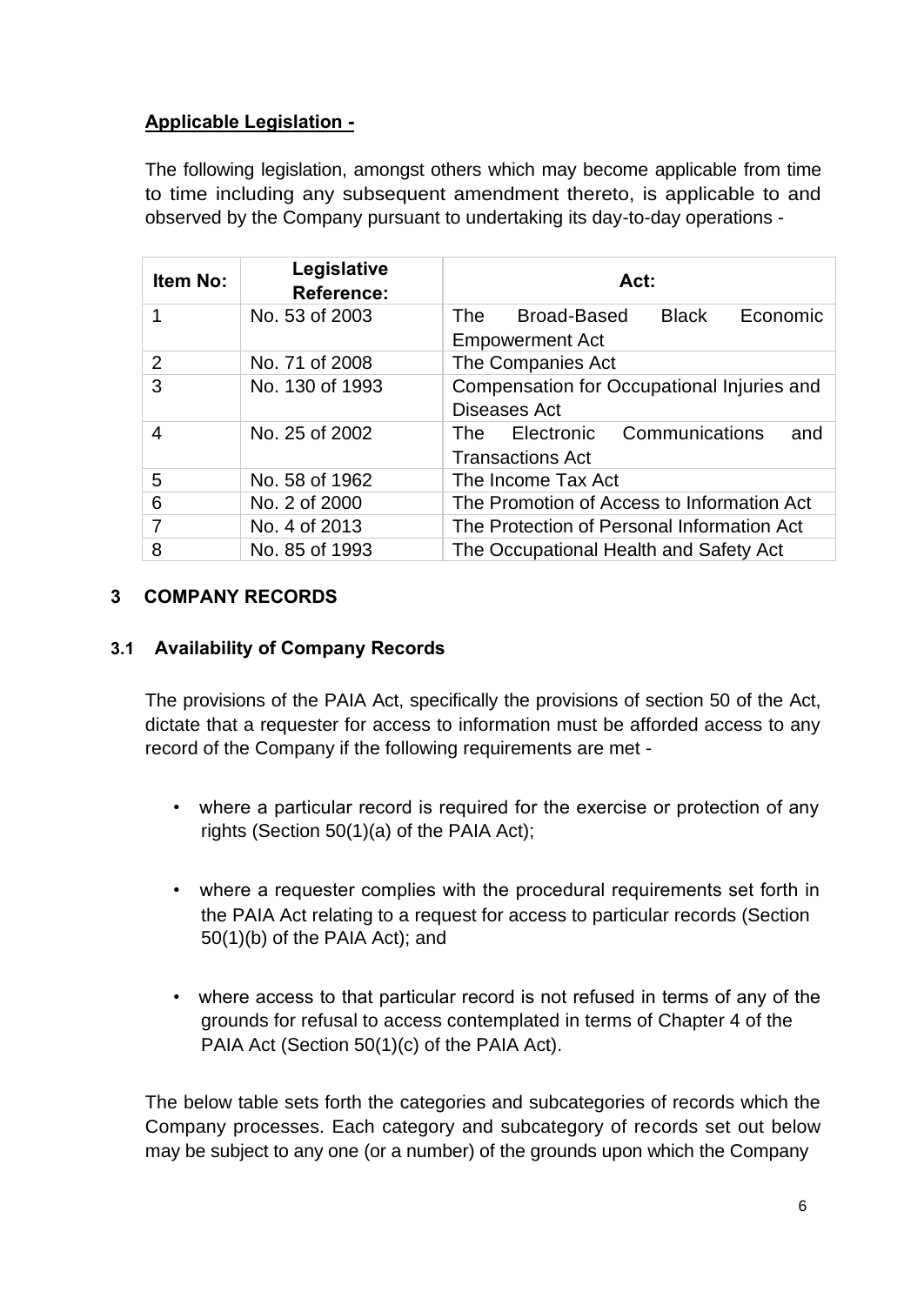**Applicable Legislation -**

The following legislation, amongst others which may become applicable from time to time including any subsequent amendment thereto, is applicable to and observed by the Company pursuant to undertaking its day-to-day operations -

| Item No: | Legislative Reference: | Act: |
|---|---|---|
| 1 | No. 53 of 2003 | The Broad-Based Black Economic Empowerment Act |
| 2 | No. 71 of 2008 | The Companies Act |
| 3 | No. 130 of 1993 | Compensation for Occupational Injuries and Diseases Act |
| 4 | No. 25 of 2002 | The Electronic Communications and Transactions Act |
| 5 | No. 58 of 1962 | The Income Tax Act |
| 6 | No. 2 of 2000 | The Promotion of Access to Information Act |
| 7 | No. 4 of 2013 | The Protection of Personal Information Act |
| 8 | No. 85 of 1993 | The Occupational Health and Safety Act |

## 3 COMPANY RECORDS

### 3.1 Availability of Company Records

The provisions of the PAIA Act, specifically the provisions of section 50 of the Act, dictate that a requester for access to information must be afforded access to any record of the Company if the following requirements are met -

- where a particular record is required for the exercise or protection of any rights (Section 50(1)(a) of the PAIA Act);
- where a requester complies with the procedural requirements set forth in the PAIA Act relating to a request for access to particular records (Section 50(1)(b) of the PAIA Act); and
- where access to that particular record is not refused in terms of any of the grounds for refusal to access contemplated in terms of Chapter 4 of the PAIA Act (Section 50(1)(c) of the PAIA Act).

The below table sets forth the categories and subcategories of records which the Company processes. Each category and subcategory of records set out below may be subject to any one (or a number) of the grounds upon which the Company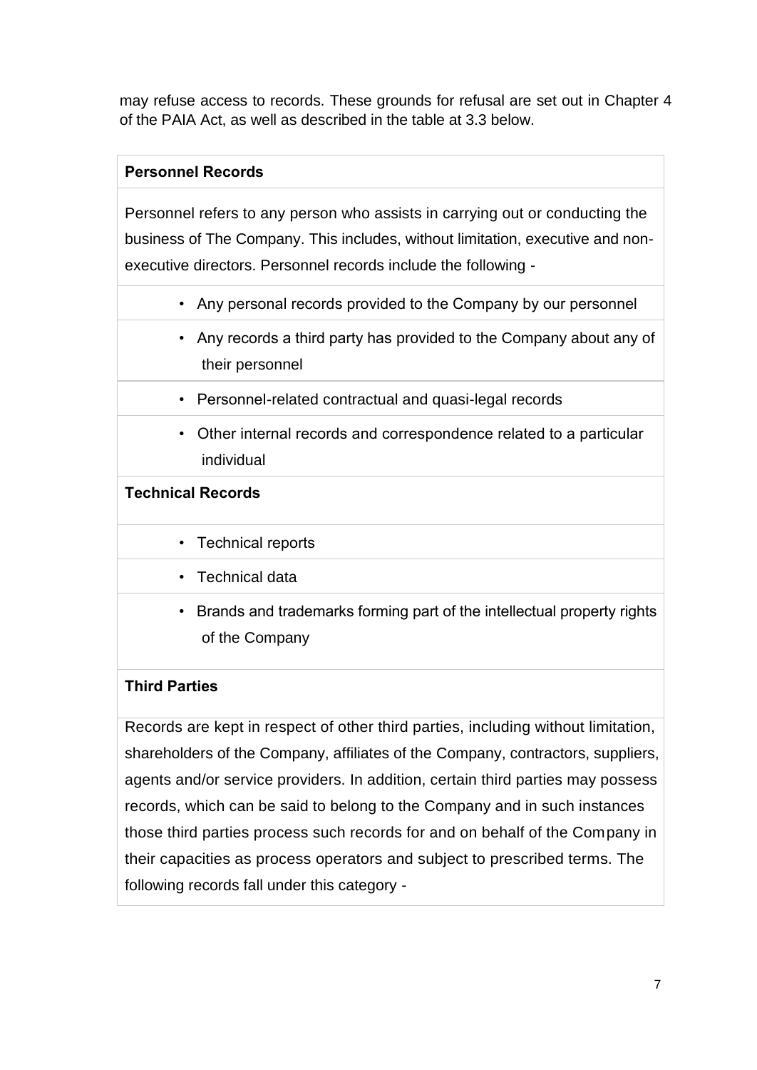may refuse access to records. These grounds for refusal are set out in Chapter 4 of the PAIA Act, as well as described in the table at 3.3 below.

| **Personnel Records** |
| --- |
| Personnel refers to any person who assists in carrying out or conducting the business of The Company. This includes, without limitation, executive and non-executive directors. Personnel records include the following - |
| • Any personal records provided to the Company by our personnel |
| • Any records a third party has provided to the Company about any of their personnel |
| • Personnel-related contractual and quasi-legal records |
| • Other internal records and correspondence related to a particular individual |
| **Technical Records** |
| • Technical reports |
| • Technical data |
| • Brands and trademarks forming part of the intellectual property rights of the Company |
| **Third Parties** |
| Records are kept in respect of other third parties, including without limitation, shareholders of the Company, affiliates of the Company, contractors, suppliers, agents and/or service providers. In addition, certain third parties may possess records, which can be said to belong to the Company and in such instances those third parties process such records for and on behalf of the Company in their capacities as process operators and subject to prescribed terms. The following records fall under this category - |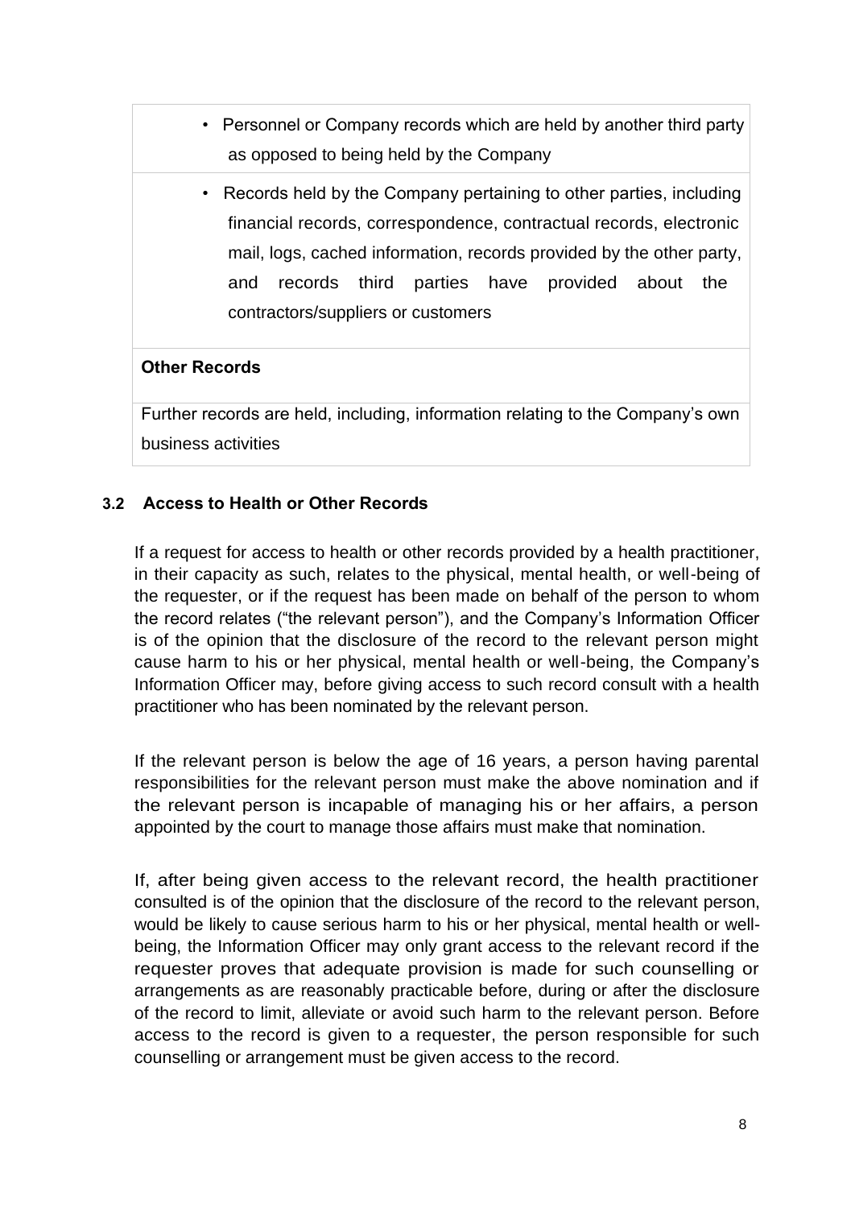| |
|---|
| • Personnel or Company records which are held by another third party as opposed to being held by the Company |
| • Records held by the Company pertaining to other parties, including financial records, correspondence, contractual records, electronic mail, logs, cached information, records provided by the other party, and records third parties have provided about the contractors/suppliers or customers |
| **Other Records** |
| Further records are held, including, information relating to the Company's own business activities |

### 3.2 Access to Health or Other Records

If a request for access to health or other records provided by a health practitioner, in their capacity as such, relates to the physical, mental health, or well-being of the requester, or if the request has been made on behalf of the person to whom the record relates ("the relevant person"), and the Company's Information Officer is of the opinion that the disclosure of the record to the relevant person might cause harm to his or her physical, mental health or well-being, the Company's Information Officer may, before giving access to such record consult with a health practitioner who has been nominated by the relevant person.

If the relevant person is below the age of 16 years, a person having parental responsibilities for the relevant person must make the above nomination and if the relevant person is incapable of managing his or her affairs, a person appointed by the court to manage those affairs must make that nomination.

If, after being given access to the relevant record, the health practitioner consulted is of the opinion that the disclosure of the record to the relevant person, would be likely to cause serious harm to his or her physical, mental health or well-being, the Information Officer may only grant access to the relevant record if the requester proves that adequate provision is made for such counselling or arrangements as are reasonably practicable before, during or after the disclosure of the record to limit, alleviate or avoid such harm to the relevant person. Before access to the record is given to a requester, the person responsible for such counselling or arrangement must be given access to the record.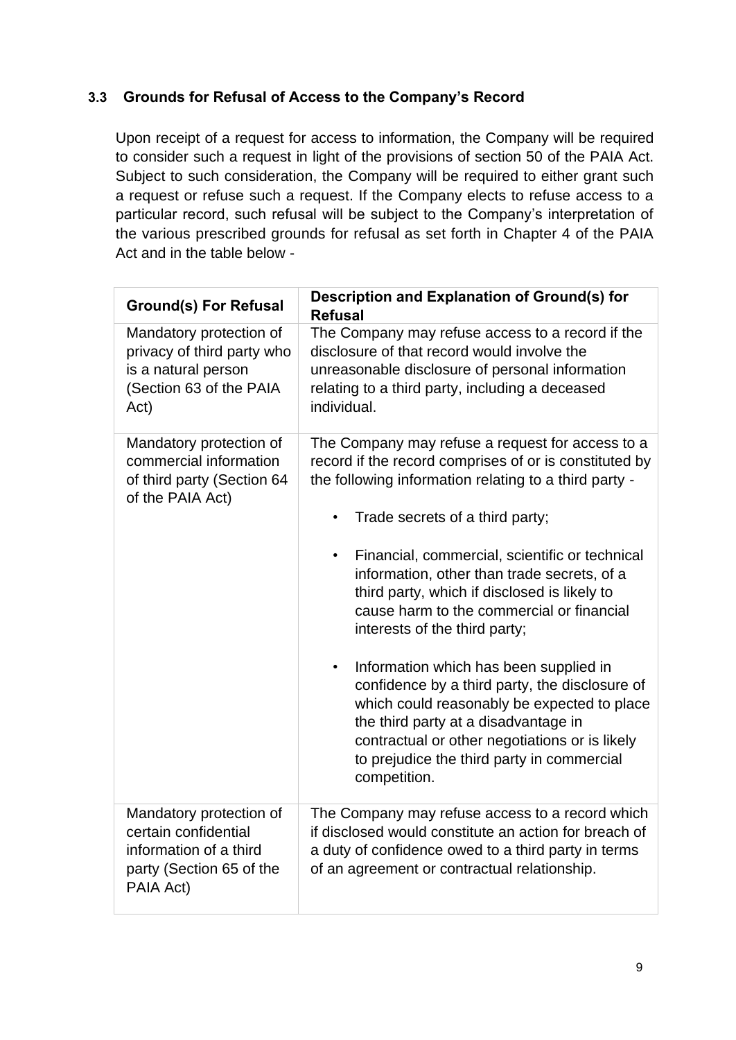### 3.3 Grounds for Refusal of Access to the Company's Record

Upon receipt of a request for access to information, the Company will be required to consider such a request in light of the provisions of section 50 of the PAIA Act. Subject to such consideration, the Company will be required to either grant such a request or refuse such a request. If the Company elects to refuse access to a particular record, such refusal will be subject to the Company's interpretation of the various prescribed grounds for refusal as set forth in Chapter 4 of the PAIA Act and in the table below -

| Ground(s) For Refusal | Description and Explanation of Ground(s) for Refusal |
|---|---|
| Mandatory protection of privacy of third party who is a natural person (Section 63 of the PAIA Act) | The Company may refuse access to a record if the disclosure of that record would involve the unreasonable disclosure of personal information relating to a third party, including a deceased individual. |
| Mandatory protection of commercial information of third party (Section 64 of the PAIA Act) | The Company may refuse a request for access to a record if the record comprises of or is constituted by the following information relating to a third party -<br><br>• Trade secrets of a third party;<br><br>• Financial, commercial, scientific or technical information, other than trade secrets, of a third party, which if disclosed is likely to cause harm to the commercial or financial interests of the third party;<br><br>• Information which has been supplied in confidence by a third party, the disclosure of which could reasonably be expected to place the third party at a disadvantage in contractual or other negotiations or is likely to prejudice the third party in commercial competition. |
| Mandatory protection of certain confidential information of a third party (Section 65 of the PAIA Act) | The Company may refuse access to a record which if disclosed would constitute an action for breach of a duty of confidence owed to a third party in terms of an agreement or contractual relationship. |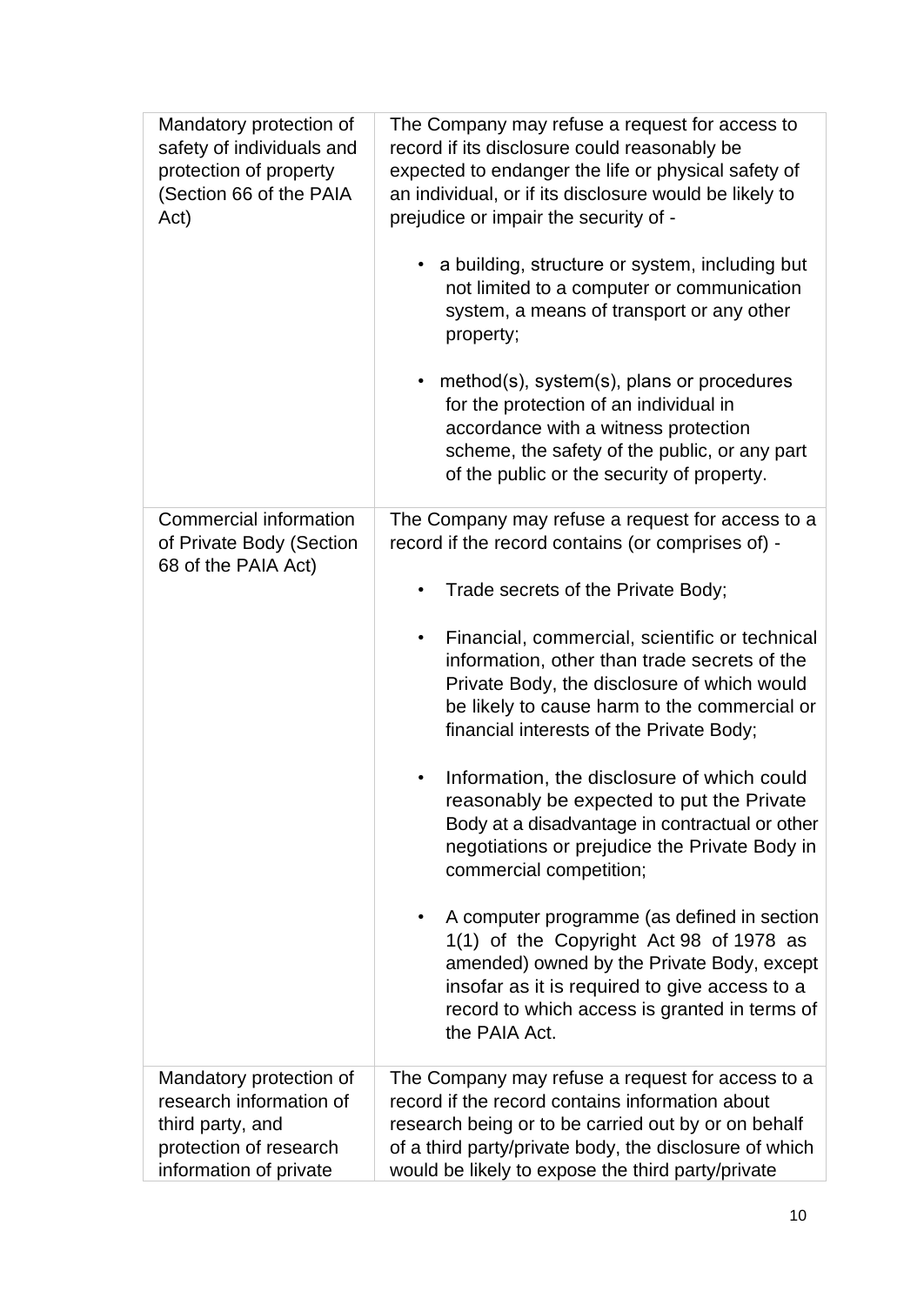| | |
|---|---|
| Mandatory protection of safety of individuals and protection of property (Section 66 of the PAIA Act) | The Company may refuse a request for access to record if its disclosure could reasonably be expected to endanger the life or physical safety of an individual, or if its disclosure would be likely to prejudice or impair the security of - <br><br> • a building, structure or system, including but not limited to a computer or communication system, a means of transport or any other property; <br><br> • method(s), system(s), plans or procedures for the protection of an individual in accordance with a witness protection scheme, the safety of the public, or any part of the public or the security of property. |
| Commercial information of Private Body (Section 68 of the PAIA Act) | The Company may refuse a request for access to a record if the record contains (or comprises of) - <br><br> • Trade secrets of the Private Body; <br><br> • Financial, commercial, scientific or technical information, other than trade secrets of the Private Body, the disclosure of which would be likely to cause harm to the commercial or financial interests of the Private Body; <br><br> • Information, the disclosure of which could reasonably be expected to put the Private Body at a disadvantage in contractual or other negotiations or prejudice the Private Body in commercial competition; <br><br> • A computer programme (as defined in section 1(1) of the Copyright Act 98 of 1978 as amended) owned by the Private Body, except insofar as it is required to give access to a record to which access is granted in terms of the PAIA Act. |
| Mandatory protection of research information of third party, and protection of research information of private | The Company may refuse a request for access to a record if the record contains information about research being or to be carried out by or on behalf of a third party/private body, the disclosure of which would be likely to expose the third party/private |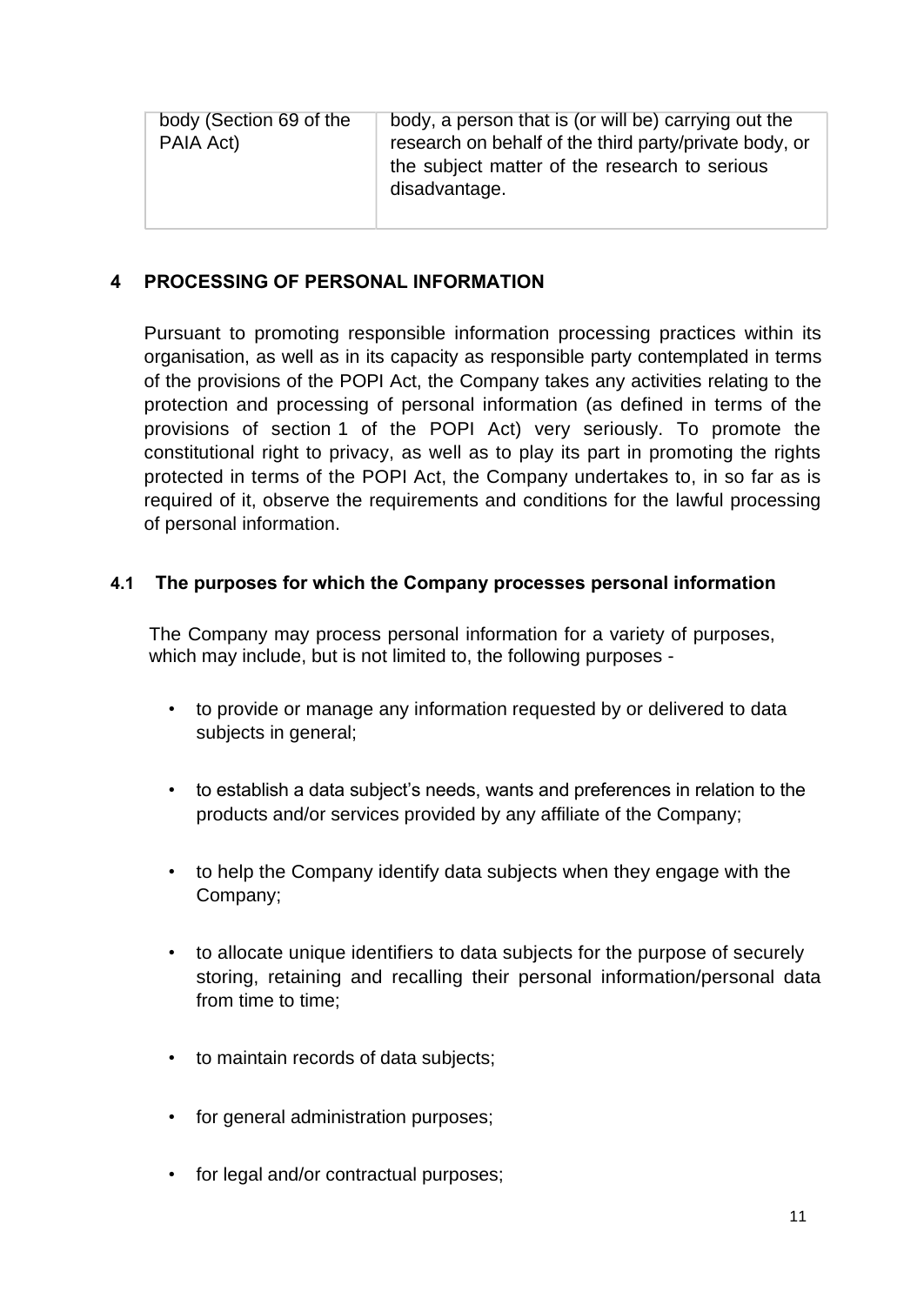| | |
|---|---|
| body (Section 69 of the PAIA Act) | body, a person that is (or will be) carrying out the research on behalf of the third party/private body, or the subject matter of the research to serious disadvantage. |

## 4 PROCESSING OF PERSONAL INFORMATION

Pursuant to promoting responsible information processing practices within its organisation, as well as in its capacity as responsible party contemplated in terms of the provisions of the POPI Act, the Company takes any activities relating to the protection and processing of personal information (as defined in terms of the provisions of section 1 of the POPI Act) very seriously. To promote the constitutional right to privacy, as well as to play its part in promoting the rights protected in terms of the POPI Act, the Company undertakes to, in so far as is required of it, observe the requirements and conditions for the lawful processing of personal information.

### 4.1 The purposes for which the Company processes personal information

The Company may process personal information for a variety of purposes, which may include, but is not limited to, the following purposes -

- to provide or manage any information requested by or delivered to data subjects in general;
- to establish a data subject's needs, wants and preferences in relation to the products and/or services provided by any affiliate of the Company;
- to help the Company identify data subjects when they engage with the Company;
- to allocate unique identifiers to data subjects for the purpose of securely storing, retaining and recalling their personal information/personal data from time to time;
- to maintain records of data subjects;
- for general administration purposes;
- for legal and/or contractual purposes;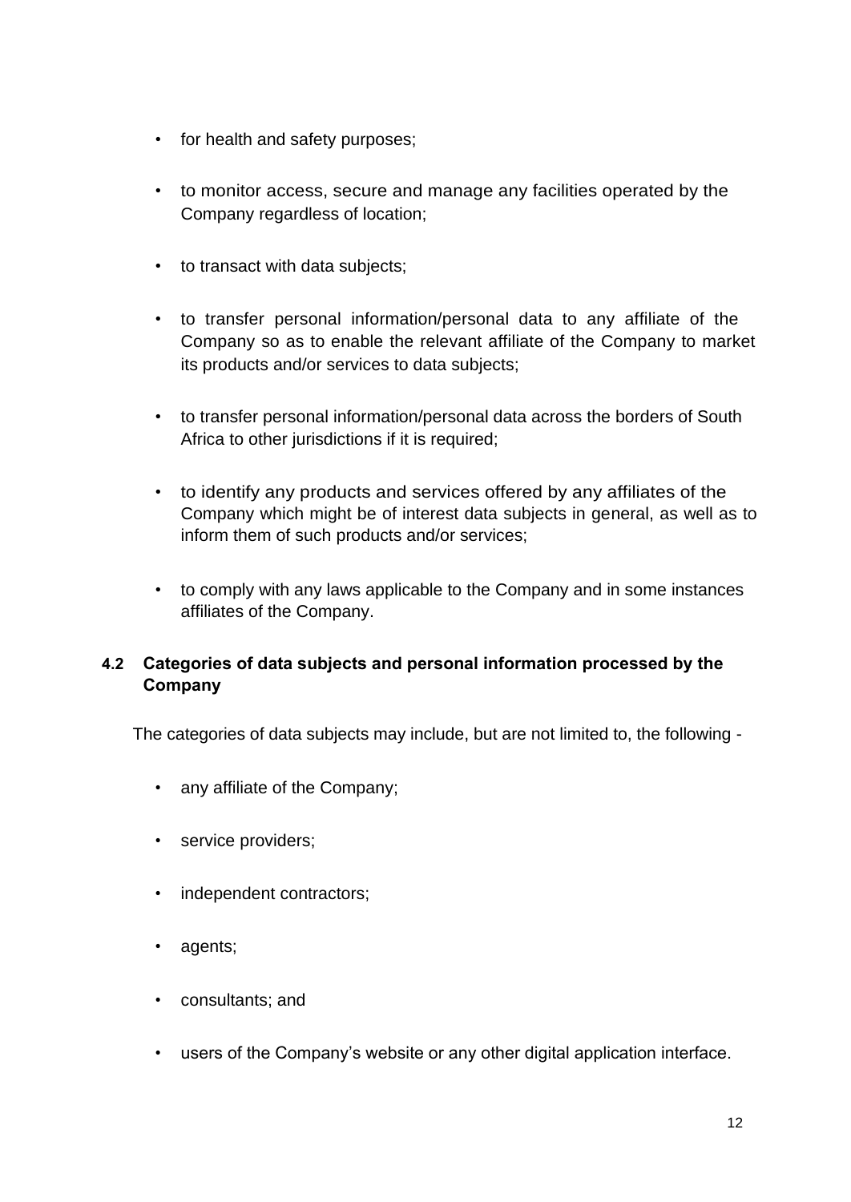- for health and safety purposes;
- to monitor access, secure and manage any facilities operated by the Company regardless of location;
- to transact with data subjects;
- to transfer personal information/personal data to any affiliate of the Company so as to enable the relevant affiliate of the Company to market its products and/or services to data subjects;
- to transfer personal information/personal data across the borders of South Africa to other jurisdictions if it is required;
- to identify any products and services offered by any affiliates of the Company which might be of interest data subjects in general, as well as to inform them of such products and/or services;
- to comply with any laws applicable to the Company and in some instances affiliates of the Company.

### 4.2 Categories of data subjects and personal information processed by the Company

The categories of data subjects may include, but are not limited to, the following -

- any affiliate of the Company;
- service providers;
- independent contractors;
- agents;
- consultants; and
- users of the Company's website or any other digital application interface.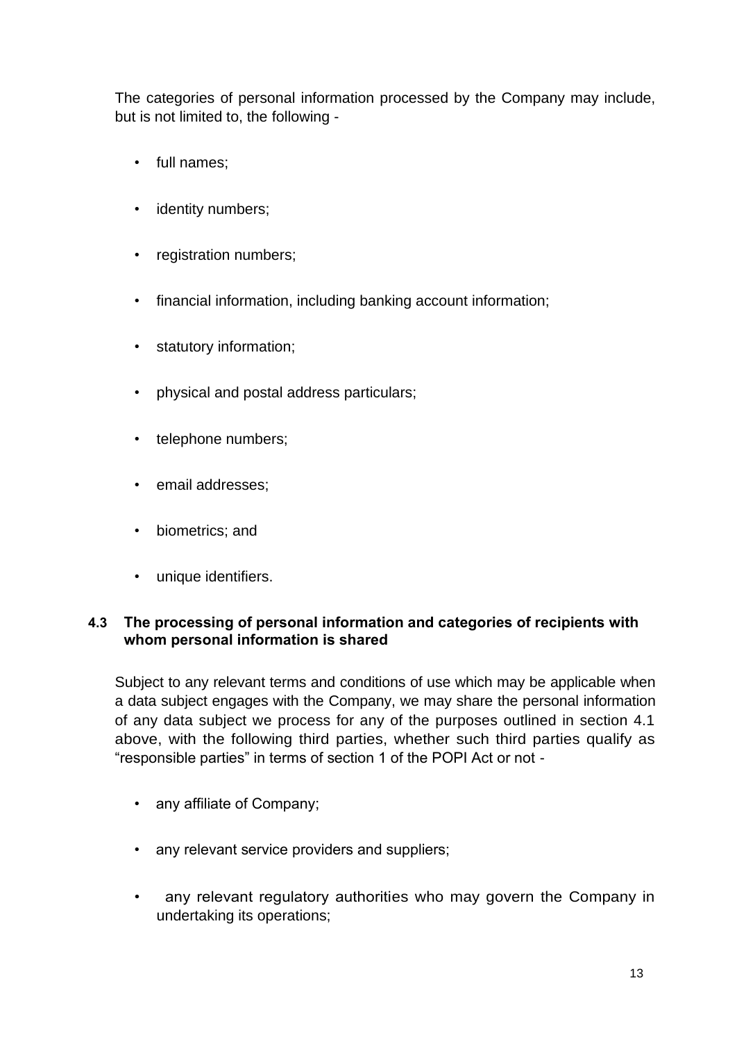The categories of personal information processed by the Company may include, but is not limited to, the following -

- full names;
- identity numbers;
- registration numbers;
- financial information, including banking account information;
- statutory information;
- physical and postal address particulars;
- telephone numbers;
- email addresses;
- biometrics; and
- unique identifiers.

### 4.3 The processing of personal information and categories of recipients with whom personal information is shared

Subject to any relevant terms and conditions of use which may be applicable when a data subject engages with the Company, we may share the personal information of any data subject we process for any of the purposes outlined in section 4.1 above, with the following third parties, whether such third parties qualify as "responsible parties" in terms of section 1 of the POPI Act or not -

- any affiliate of Company;
- any relevant service providers and suppliers;
- any relevant regulatory authorities who may govern the Company in undertaking its operations;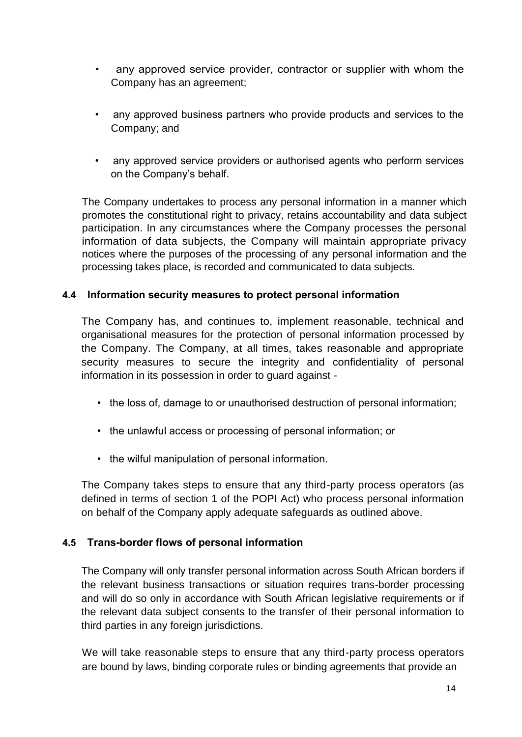- any approved service provider, contractor or supplier with whom the Company has an agreement;
- any approved business partners who provide products and services to the Company; and
- any approved service providers or authorised agents who perform services on the Company's behalf.

The Company undertakes to process any personal information in a manner which promotes the constitutional right to privacy, retains accountability and data subject participation. In any circumstances where the Company processes the personal information of data subjects, the Company will maintain appropriate privacy notices where the purposes of the processing of any personal information and the processing takes place, is recorded and communicated to data subjects.

#### 4.4 Information security measures to protect personal information

The Company has, and continues to, implement reasonable, technical and organisational measures for the protection of personal information processed by the Company. The Company, at all times, takes reasonable and appropriate security measures to secure the integrity and confidentiality of personal information in its possession in order to guard against -

- the loss of, damage to or unauthorised destruction of personal information;
- the unlawful access or processing of personal information; or
- the wilful manipulation of personal information.

The Company takes steps to ensure that any third-party process operators (as defined in terms of section 1 of the POPI Act) who process personal information on behalf of the Company apply adequate safeguards as outlined above.

#### 4.5 Trans-border flows of personal information

The Company will only transfer personal information across South African borders if the relevant business transactions or situation requires trans-border processing and will do so only in accordance with South African legislative requirements or if the relevant data subject consents to the transfer of their personal information to third parties in any foreign jurisdictions.

We will take reasonable steps to ensure that any third-party process operators are bound by laws, binding corporate rules or binding agreements that provide an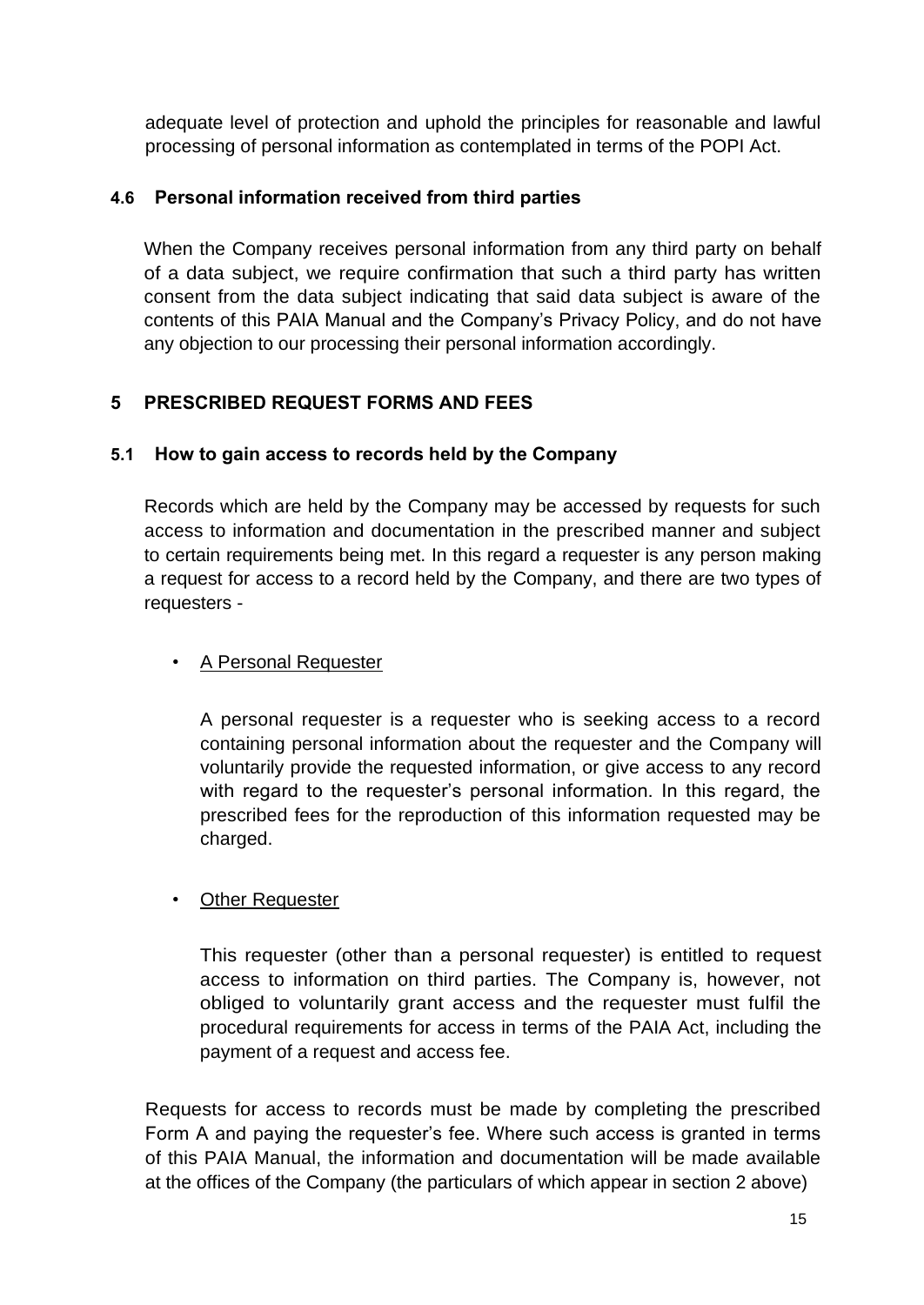adequate level of protection and uphold the principles for reasonable and lawful processing of personal information as contemplated in terms of the POPI Act.

### 4.6 Personal information received from third parties

When the Company receives personal information from any third party on behalf of a data subject, we require confirmation that such a third party has written consent from the data subject indicating that said data subject is aware of the contents of this PAIA Manual and the Company's Privacy Policy, and do not have any objection to our processing their personal information accordingly.

## 5 PRESCRIBED REQUEST FORMS AND FEES

### 5.1 How to gain access to records held by the Company

Records which are held by the Company may be accessed by requests for such access to information and documentation in the prescribed manner and subject to certain requirements being met. In this regard a requester is any person making a request for access to a record held by the Company, and there are two types of requesters -

- <u>A Personal Requester</u>

  A personal requester is a requester who is seeking access to a record containing personal information about the requester and the Company will voluntarily provide the requested information, or give access to any record with regard to the requester's personal information. In this regard, the prescribed fees for the reproduction of this information requested may be charged.

- <u>Other Requester</u>

  This requester (other than a personal requester) is entitled to request access to information on third parties. The Company is, however, not obliged to voluntarily grant access and the requester must fulfil the procedural requirements for access in terms of the PAIA Act, including the payment of a request and access fee.

Requests for access to records must be made by completing the prescribed Form A and paying the requester's fee. Where such access is granted in terms of this PAIA Manual, the information and documentation will be made available at the offices of the Company (the particulars of which appear in section 2 above)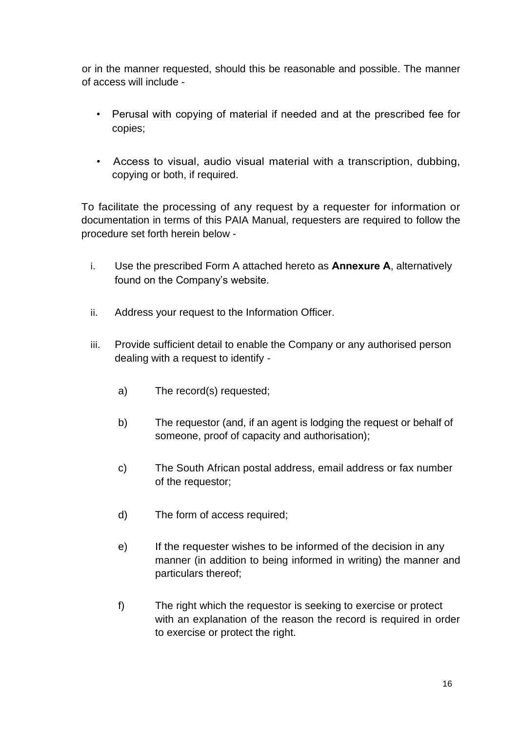or in the manner requested, should this be reasonable and possible. The manner of access will include -

- Perusal with copying of material if needed and at the prescribed fee for copies;
- Access to visual, audio visual material with a transcription, dubbing, copying or both, if required.

To facilitate the processing of any request by a requester for information or documentation in terms of this PAIA Manual, requesters are required to follow the procedure set forth herein below -

i. Use the prescribed Form A attached hereto as **Annexure A**, alternatively found on the Company's website.

ii. Address your request to the Information Officer.

iii. Provide sufficient detail to enable the Company or any authorised person dealing with a request to identify -

   a) The record(s) requested;

   b) The requestor (and, if an agent is lodging the request or behalf of someone, proof of capacity and authorisation);

   c) The South African postal address, email address or fax number of the requestor;

   d) The form of access required;

   e) If the requester wishes to be informed of the decision in any manner (in addition to being informed in writing) the manner and particulars thereof;

   f) The right which the requestor is seeking to exercise or protect with an explanation of the reason the record is required in order to exercise or protect the right.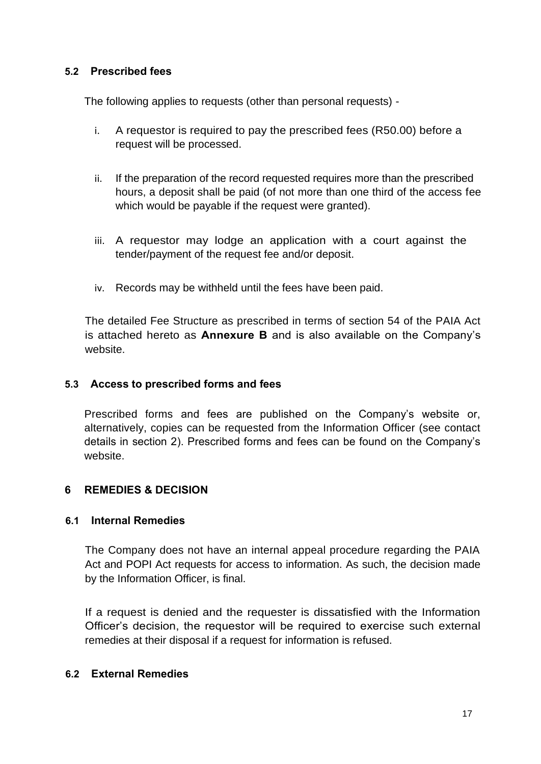### 5.2 Prescribed fees

The following applies to requests (other than personal requests) -

i. A requestor is required to pay the prescribed fees (R50.00) before a request will be processed.

ii. If the preparation of the record requested requires more than the prescribed hours, a deposit shall be paid (of not more than one third of the access fee which would be payable if the request were granted).

iii. A requestor may lodge an application with a court against the tender/payment of the request fee and/or deposit.

iv. Records may be withheld until the fees have been paid.

The detailed Fee Structure as prescribed in terms of section 54 of the PAIA Act is attached hereto as **Annexure B** and is also available on the Company's website.

### 5.3 Access to prescribed forms and fees

Prescribed forms and fees are published on the Company's website or, alternatively, copies can be requested from the Information Officer (see contact details in section 2). Prescribed forms and fees can be found on the Company's website.

## 6 REMEDIES & DECISION

### 6.1 Internal Remedies

The Company does not have an internal appeal procedure regarding the PAIA Act and POPI Act requests for access to information. As such, the decision made by the Information Officer, is final.

If a request is denied and the requester is dissatisfied with the Information Officer's decision, the requestor will be required to exercise such external remedies at their disposal if a request for information is refused.

### 6.2 External Remedies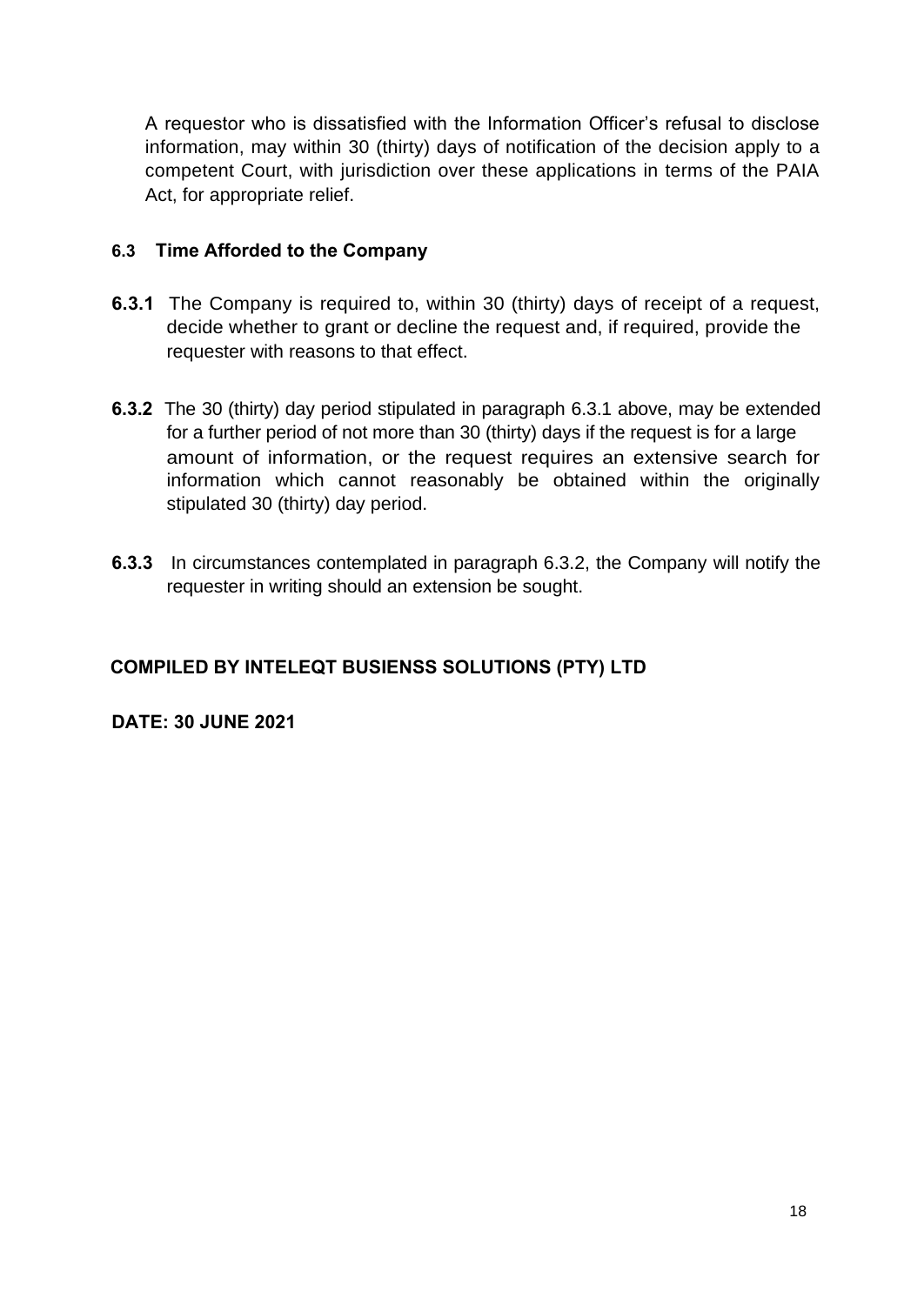A requestor who is dissatisfied with the Information Officer's refusal to disclose information, may within 30 (thirty) days of notification of the decision apply to a competent Court, with jurisdiction over these applications in terms of the PAIA Act, for appropriate relief.

### 6.3 Time Afforded to the Company

**6.3.1** The Company is required to, within 30 (thirty) days of receipt of a request, decide whether to grant or decline the request and, if required, provide the requester with reasons to that effect.

**6.3.2** The 30 (thirty) day period stipulated in paragraph 6.3.1 above, may be extended for a further period of not more than 30 (thirty) days if the request is for a large amount of information, or the request requires an extensive search for information which cannot reasonably be obtained within the originally stipulated 30 (thirty) day period.

**6.3.3** In circumstances contemplated in paragraph 6.3.2, the Company will notify the requester in writing should an extension be sought.

**COMPILED BY INTELEQT BUSIENSS SOLUTIONS (PTY) LTD**

**DATE: 30 JUNE 2021**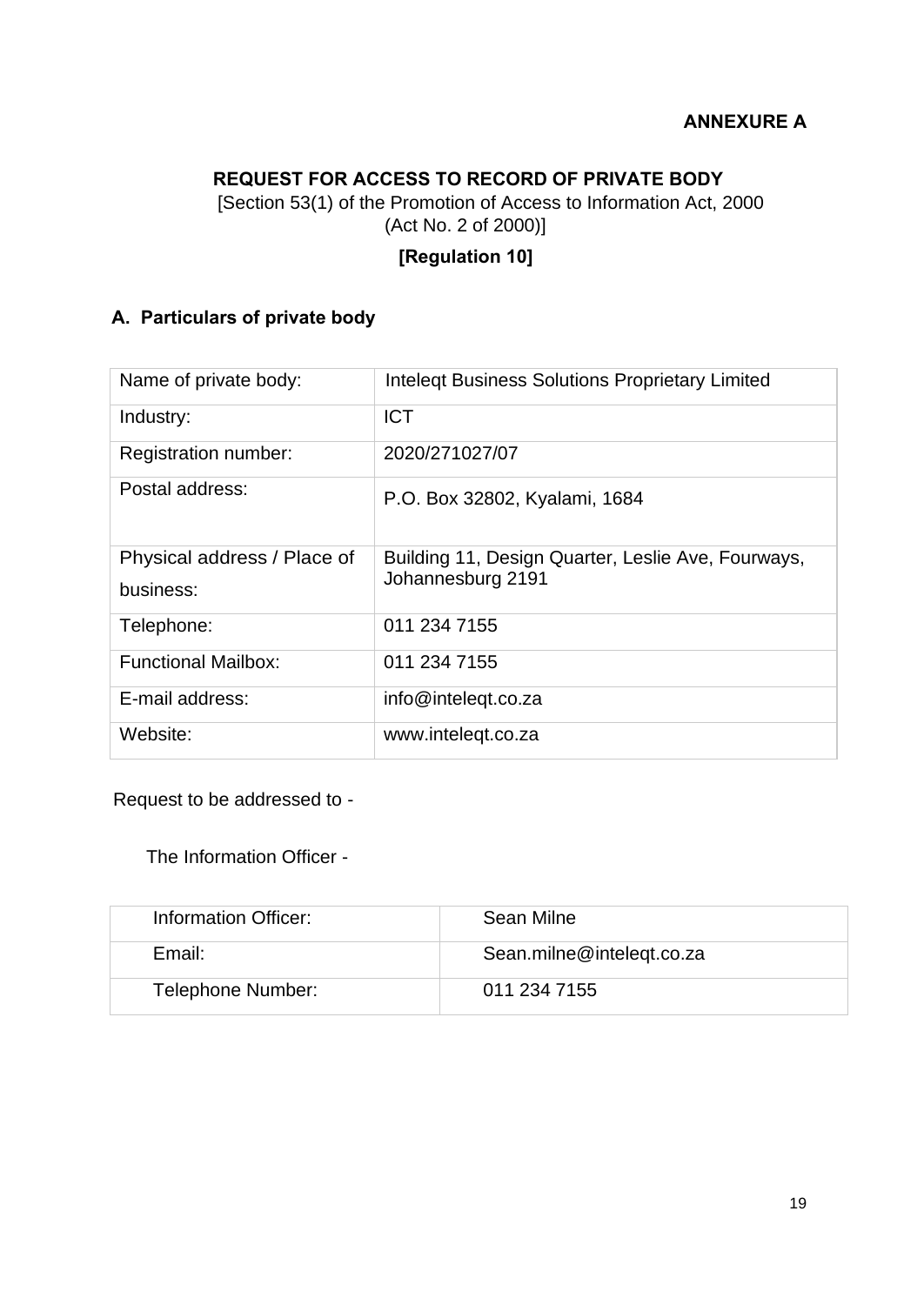**ANNEXURE A**

## REQUEST FOR ACCESS TO RECORD OF PRIVATE BODY

[Section 53(1) of the Promotion of Access to Information Act, 2000 (Act No. 2 of 2000)]

**[Regulation 10]**

### A. Particulars of private body

| Name of private body: | Inteleqt Business Solutions Proprietary Limited |
|---|---|
| Industry: | ICT |
| Registration number: | 2020/271027/07 |
| Postal address: | P.O. Box 32802, Kyalami, 1684 |
| Physical address / Place of business: | Building 11, Design Quarter, Leslie Ave, Fourways, Johannesburg 2191 |
| Telephone: | 011 234 7155 |
| Functional Mailbox: | 011 234 7155 |
| E-mail address: | info@inteleqt.co.za |
| Website: | www.inteleqt.co.za |

Request to be addressed to -

The Information Officer -

| Information Officer: | Sean Milne |
|---|---|
| Email: | Sean.milne@inteleqt.co.za |
| Telephone Number: | 011 234 7155 |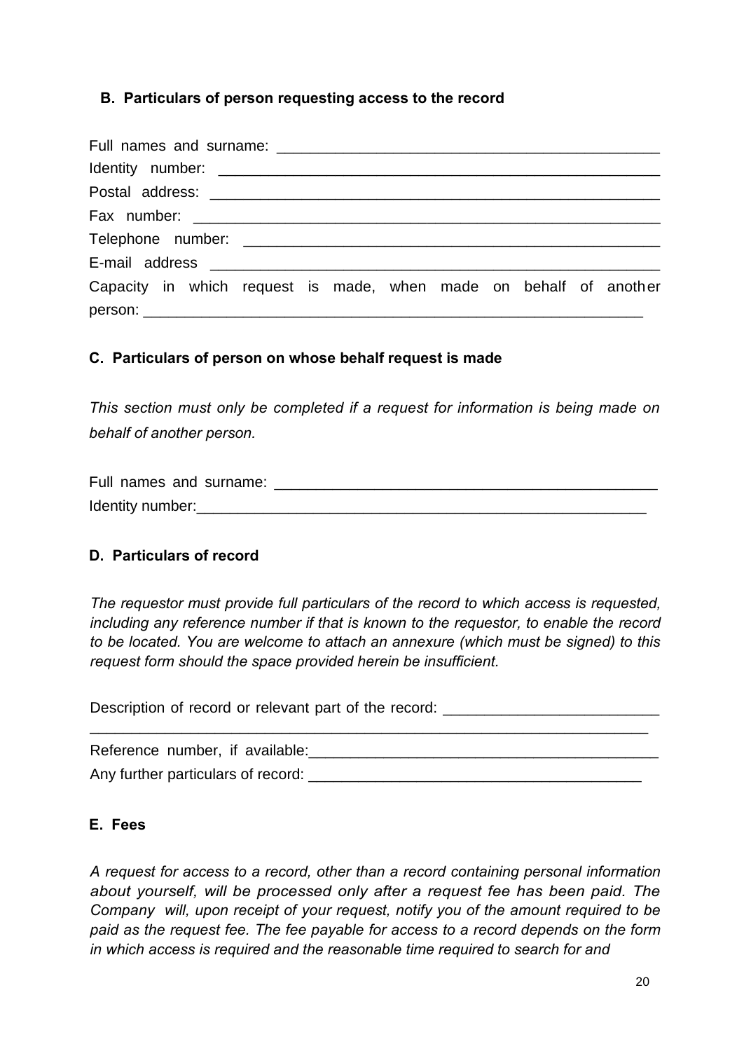## B. Particulars of person requesting access to the record

Full names and surname: ___________________________________________

Identity number: _________________________________________________

Postal address: _________________________________________________

Fax number: ____________________________________________________

Telephone number: _______________________________________________

E-mail address __________________________________________________

Capacity in which request is made, when made on behalf of another person: ________________________________________________________

## C. Particulars of person on whose behalf request is made

*This section must only be completed if a request for information is being made on behalf of another person.*

Full names and surname: ___________________________________________

Identity number:__________________________________________________

## D. Particulars of record

*The requestor must provide full particulars of the record to which access is requested, including any reference number if that is known to the requestor, to enable the record to be located. You are welcome to attach an annexure (which must be signed) to this request form should the space provided herein be insufficient.*

Description of record or relevant part of the record: _______________________

__________________________________________________________________

Reference number, if available:______________________________________

Any further particulars of record: ____________________________________

## E. Fees

*A request for access to a record, other than a record containing personal information about yourself, will be processed only after a request fee has been paid. The Company will, upon receipt of your request, notify you of the amount required to be paid as the request fee. The fee payable for access to a record depends on the form in which access is required and the reasonable time required to search for and*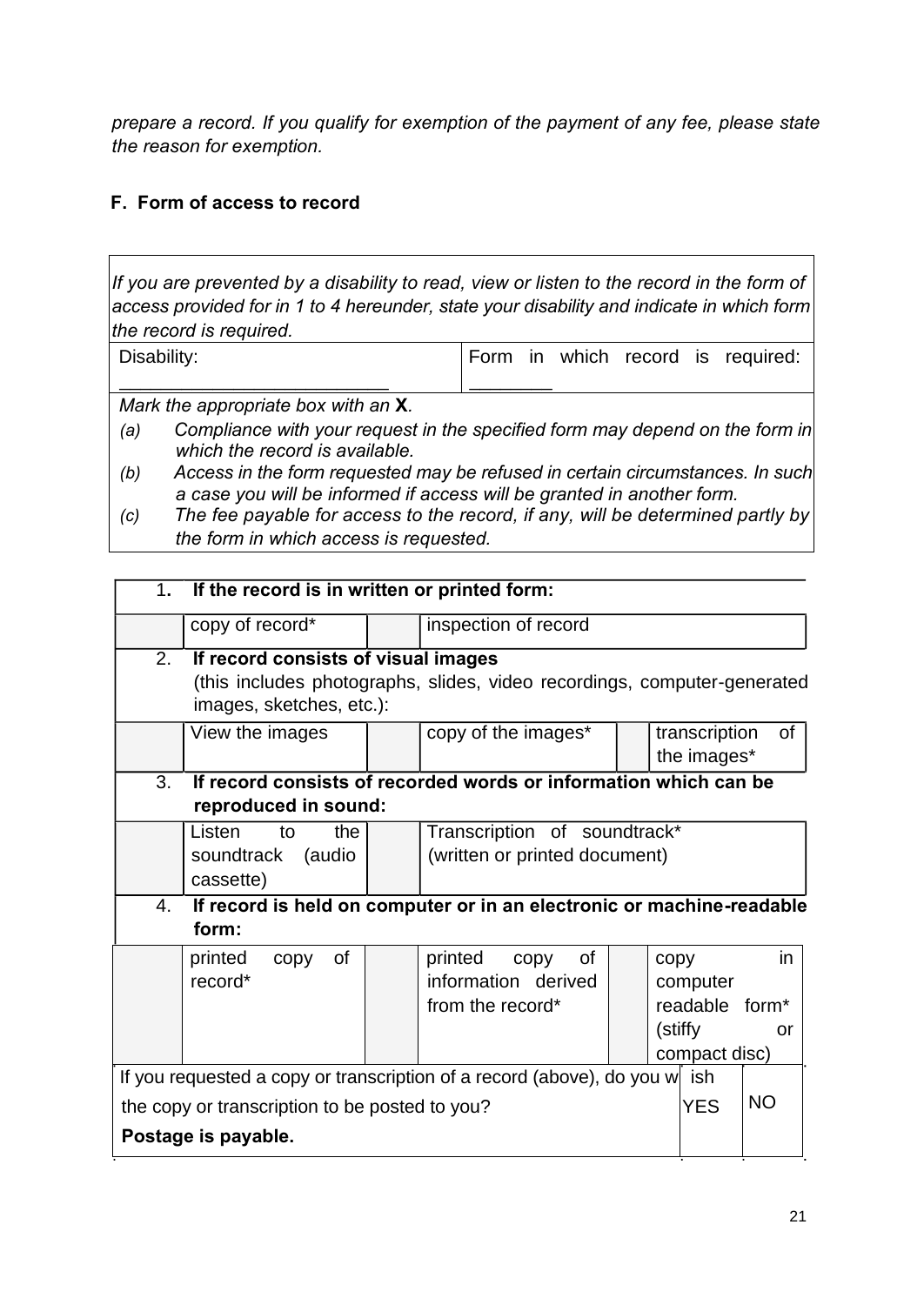*prepare a record. If you qualify for exemption of the payment of any fee, please state the reason for exemption.*

**F. Form of access to record**

*If you are prevented by a disability to read, view or listen to the record in the form of access provided for in 1 to 4 hereunder, state your disability and indicate in which form the record is required.*

| Disability: ___________________________ | Form in which record is required: ________ |
|---|---|

*Mark the appropriate box with an* **X***.*

*(a) Compliance with your request in the specified form may depend on the form in which the record is available.*

*(b) Access in the form requested may be refused in certain circumstances. In such a case you will be informed if access will be granted in another form.*

*(c) The fee payable for access to the record, if any, will be determined partly by the form in which access is requested.*

| | | | | | |
|---|---|---|---|---|---|
| 1. | **If the record is in written or printed form:** | | | | |
| | copy of record* | | inspection of record | | |
| 2. | **If record consists of visual images** (this includes photographs, slides, video recordings, computer-generated images, sketches, etc.): | | | | |
| | View the images | | copy of the images* | | transcription of the images* |
| 3. | **If record consists of recorded words or information which can be reproduced in sound:** | | | | |
| | Listen to the soundtrack (audio cassette) | | Transcription of soundtrack* (written or printed document) | | |
| 4. | **If record is held on computer or in an electronic or machine-readable form:** | | | | |
| | printed copy of record* | | printed copy of information derived from the record* | | copy in computer readable form* (stiffy or compact disc) |

| If you requested a copy or transcription of a record (above), do you wish the copy or transcription to be posted to you? **Postage is payable.** | YES | NO |
|---|---|---|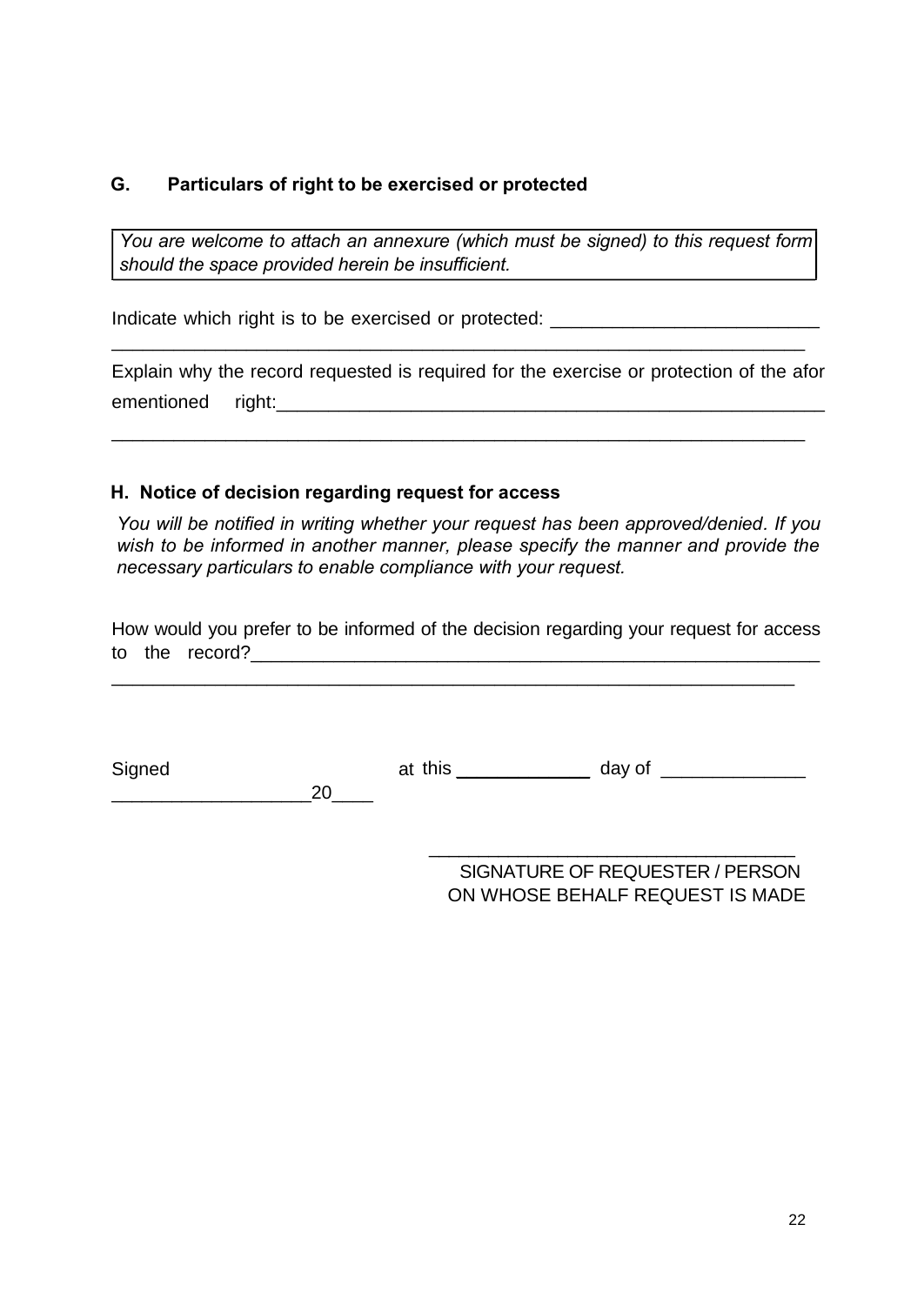## G. Particulars of right to be exercised or protected

*You are welcome to attach an annexure (which must be signed) to this request form should the space provided herein be insufficient.*

Indicate which right is to be exercised or protected: _________________________

_____________________________________________________________________

Explain why the record requested is required for the exercise or protection of the aforementioned right:_____________________________________________________

_____________________________________________________________________

## H. Notice of decision regarding request for access

*You will be notified in writing whether your request has been approved/denied. If you wish to be informed in another manner, please specify the manner and provide the necessary particulars to enable compliance with your request.*

How would you prefer to be informed of the decision regarding your request for access to the record?_____________________________________________________

_____________________________________________________________________

Signed at ___________________ this _____________ day of _____________ 20____

_________________________________

SIGNATURE OF REQUESTER / PERSON ON WHOSE BEHALF REQUEST IS MADE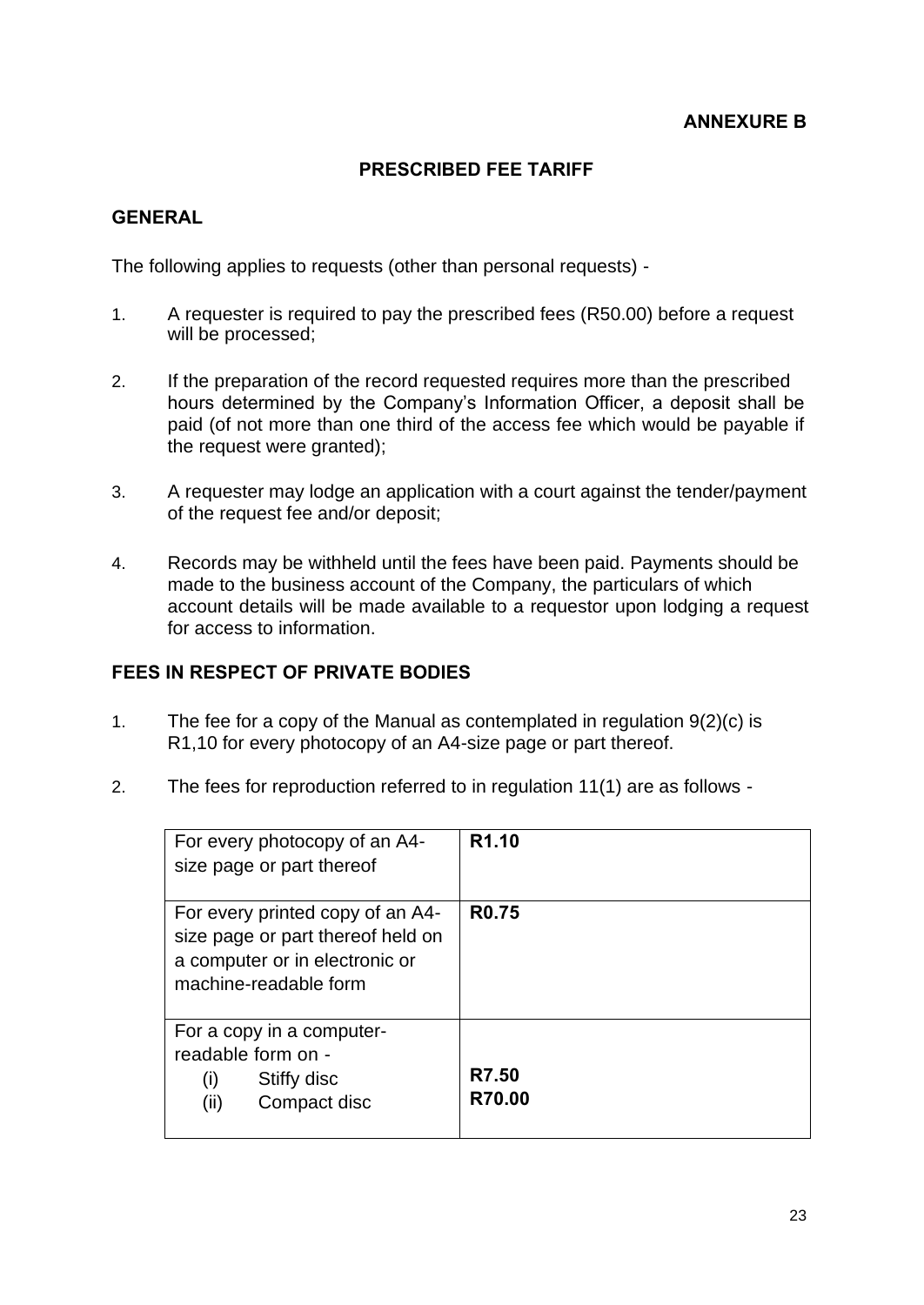**ANNEXURE B**

## PRESCRIBED FEE TARIFF

### GENERAL

The following applies to requests (other than personal requests) -

1. A requester is required to pay the prescribed fees (R50.00) before a request will be processed;
2. If the preparation of the record requested requires more than the prescribed hours determined by the Company's Information Officer, a deposit shall be paid (of not more than one third of the access fee which would be payable if the request were granted);
3. A requester may lodge an application with a court against the tender/payment of the request fee and/or deposit;
4. Records may be withheld until the fees have been paid. Payments should be made to the business account of the Company, the particulars of which account details will be made available to a requestor upon lodging a request for access to information.

### FEES IN RESPECT OF PRIVATE BODIES

1. The fee for a copy of the Manual as contemplated in regulation 9(2)(c) is R1,10 for every photocopy of an A4-size page or part thereof.
2. The fees for reproduction referred to in regulation 11(1) are as follows -

| | |
|---|---|
| For every photocopy of an A4-size page or part thereof | **R1.10** |
| For every printed copy of an A4-size page or part thereof held on a computer or in electronic or machine-readable form | **R0.75** |
| For a copy in a computer-readable form on -<br>(i) Stiffy disc<br>(ii) Compact disc | <br><br>**R7.50**<br>**R70.00** |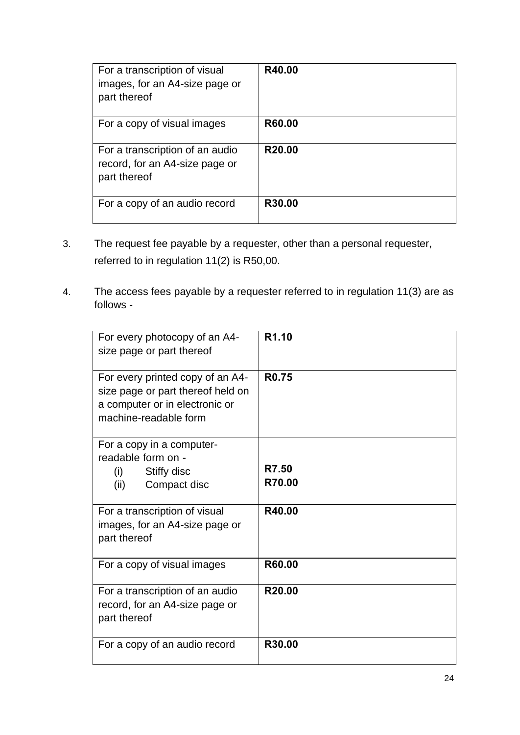| For a transcription of visual images, for an A4-size page or part thereof | **R40.00** |
|---|---|
| For a copy of visual images | **R60.00** |
| For a transcription of an audio record, for an A4-size page or part thereof | **R20.00** |
| For a copy of an audio record | **R30.00** |

3. The request fee payable by a requester, other than a personal requester, referred to in regulation 11(2) is R50,00.

4. The access fees payable by a requester referred to in regulation 11(3) are as follows -

| For every photocopy of an A4-size page or part thereof | **R1.10** |
|---|---|
| For every printed copy of an A4-size page or part thereof held on a computer or in electronic or machine-readable form | **R0.75** |
| For a copy in a computer-readable form on - (i) Stiffy disc (ii) Compact disc | **R7.50** **R70.00** |
| For a transcription of visual images, for an A4-size page or part thereof | **R40.00** |
| For a copy of visual images | **R60.00** |
| For a transcription of an audio record, for an A4-size page or part thereof | **R20.00** |
| For a copy of an audio record | **R30.00** |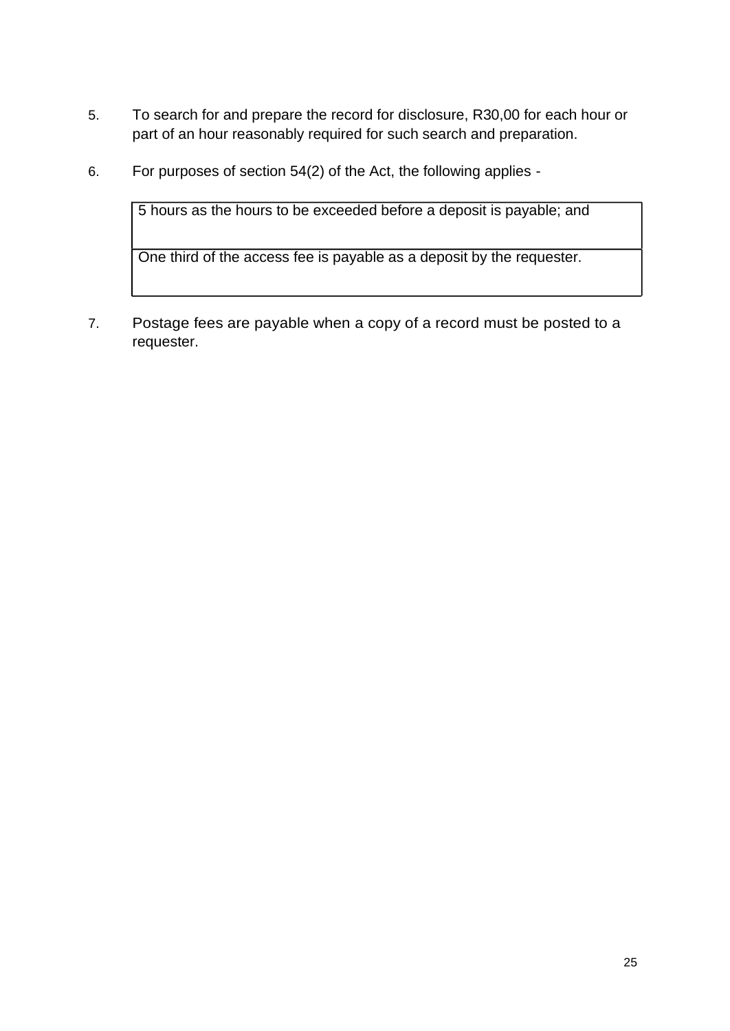5. To search for and prepare the record for disclosure, R30,00 for each hour or part of an hour reasonably required for such search and preparation.

6. For purposes of section 54(2) of the Act, the following applies -

| |
|---|
| 5 hours as the hours to be exceeded before a deposit is payable; and |
| One third of the access fee is payable as a deposit by the requester. |

7. Postage fees are payable when a copy of a record must be posted to a requester.